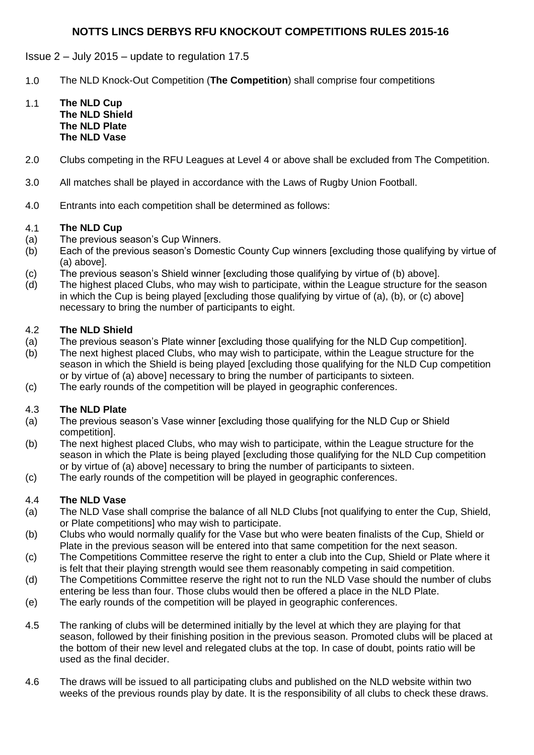# NOTTS LINCS DERBYS RFU KNOCKOUT COMPETITIONS RULES 2015-16

Issue 2 – July 2015 – update to regulation 17.5

1.0 The NLD Knock-Out Competition (**The Competition**) shall comprise four competitions

1.1 **The NLD Cup**
**The NLD Shield**
**The NLD Plate**
**The NLD Vase**

2.0 Clubs competing in the RFU Leagues at Level 4 or above shall be excluded from The Competition.

3.0 All matches shall be played in accordance with the Laws of Rugby Union Football.

4.0 Entrants into each competition shall be determined as follows:

4.1 **The NLD Cup**
(a) The previous season's Cup Winners.
(b) Each of the previous season's Domestic County Cup winners [excluding those qualifying by virtue of (a) above].
(c) The previous season's Shield winner [excluding those qualifying by virtue of (b) above].
(d) The highest placed Clubs, who may wish to participate, within the League structure for the season in which the Cup is being played [excluding those qualifying by virtue of (a), (b), or (c) above] necessary to bring the number of participants to eight.

4.2 **The NLD Shield**
(a) The previous season's Plate winner [excluding those qualifying for the NLD Cup competition].
(b) The next highest placed Clubs, who may wish to participate, within the League structure for the season in which the Shield is being played [excluding those qualifying for the NLD Cup competition or by virtue of (a) above] necessary to bring the number of participants to sixteen.
(c) The early rounds of the competition will be played in geographic conferences.

4.3 **The NLD Plate**
(a) The previous season's Vase winner [excluding those qualifying for the NLD Cup or Shield competition].
(b) The next highest placed Clubs, who may wish to participate, within the League structure for the season in which the Plate is being played [excluding those qualifying for the NLD Cup competition or by virtue of (a) above] necessary to bring the number of participants to sixteen.
(c) The early rounds of the competition will be played in geographic conferences.

4.4 **The NLD Vase**
(a) The NLD Vase shall comprise the balance of all NLD Clubs [not qualifying to enter the Cup, Shield, or Plate competitions] who may wish to participate.
(b) Clubs who would normally qualify for the Vase but who were beaten finalists of the Cup, Shield or Plate in the previous season will be entered into that same competition for the next season.
(c) The Competitions Committee reserve the right to enter a club into the Cup, Shield or Plate where it is felt that their playing strength would see them reasonably competing in said competition.
(d) The Competitions Committee reserve the right not to run the NLD Vase should the number of clubs entering be less than four. Those clubs would then be offered a place in the NLD Plate.
(e) The early rounds of the competition will be played in geographic conferences.

4.5 The ranking of clubs will be determined initially by the level at which they are playing for that season, followed by their finishing position in the previous season. Promoted clubs will be placed at the bottom of their new level and relegated clubs at the top. In case of doubt, points ratio will be used as the final decider.

4.6 The draws will be issued to all participating clubs and published on the NLD website within two weeks of the previous rounds play by date. It is the responsibility of all clubs to check these draws.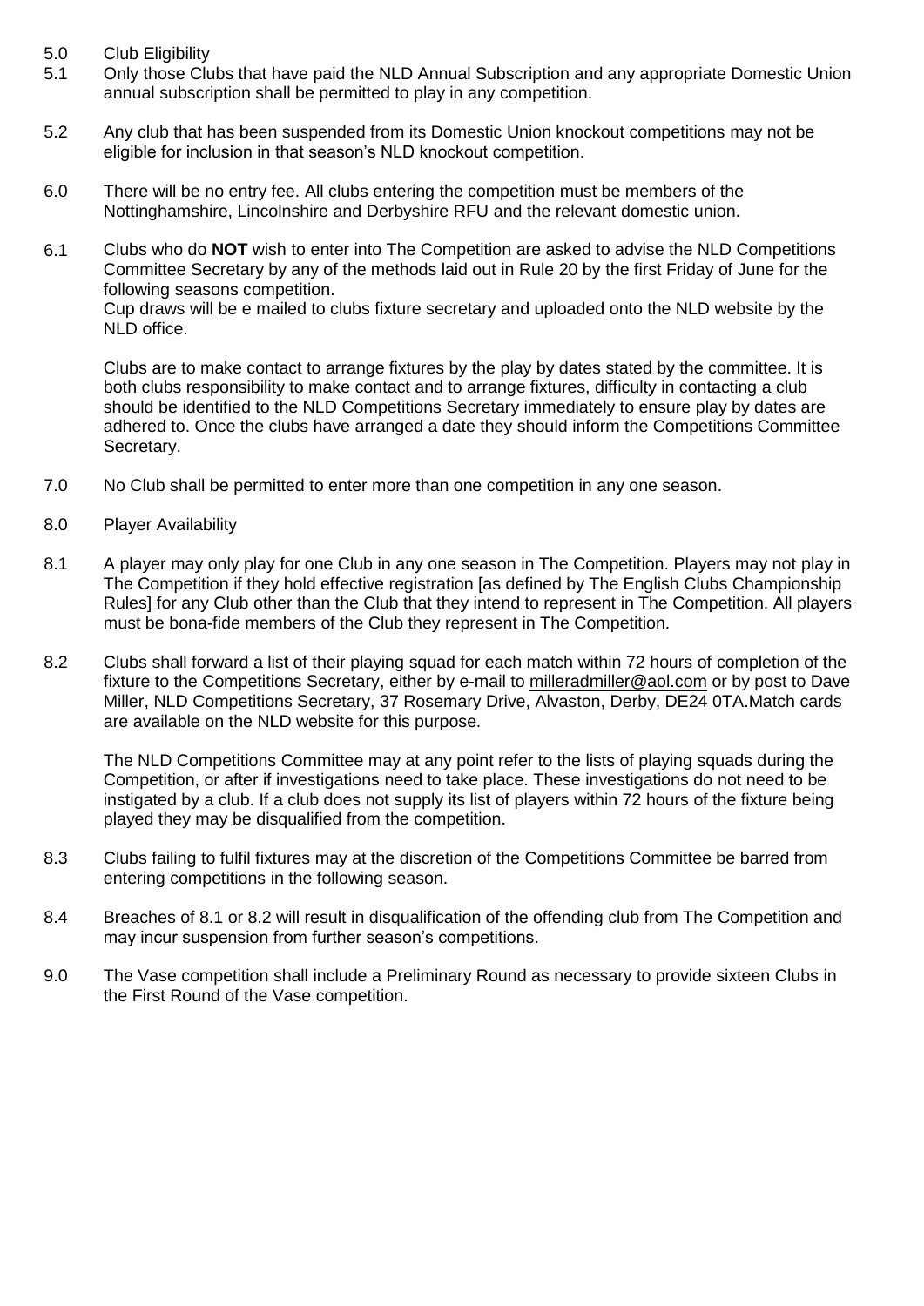5.0 Club Eligibility

5.1 Only those Clubs that have paid the NLD Annual Subscription and any appropriate Domestic Union annual subscription shall be permitted to play in any competition.

5.2 Any club that has been suspended from its Domestic Union knockout competitions may not be eligible for inclusion in that season's NLD knockout competition.

6.0 There will be no entry fee. All clubs entering the competition must be members of the Nottinghamshire, Lincolnshire and Derbyshire RFU and the relevant domestic union.

6.1 Clubs who do **NOT** wish to enter into The Competition are asked to advise the NLD Competitions Committee Secretary by any of the methods laid out in Rule 20 by the first Friday of June for the following seasons competition.
Cup draws will be e mailed to clubs fixture secretary and uploaded onto the NLD website by the NLD office.

Clubs are to make contact to arrange fixtures by the play by dates stated by the committee. It is both clubs responsibility to make contact and to arrange fixtures, difficulty in contacting a club should be identified to the NLD Competitions Secretary immediately to ensure play by dates are adhered to. Once the clubs have arranged a date they should inform the Competitions Committee Secretary.

7.0 No Club shall be permitted to enter more than one competition in any one season.

8.0 Player Availability

8.1 A player may only play for one Club in any one season in The Competition. Players may not play in The Competition if they hold effective registration [as defined by The English Clubs Championship Rules] for any Club other than the Club that they intend to represent in The Competition. All players must be bona-fide members of the Club they represent in The Competition.

8.2 Clubs shall forward a list of their playing squad for each match within 72 hours of completion of the fixture to the Competitions Secretary, either by e-mail to milleradmiller@aol.com or by post to Dave Miller, NLD Competitions Secretary, 37 Rosemary Drive, Alvaston, Derby, DE24 0TA.Match cards are available on the NLD website for this purpose.

The NLD Competitions Committee may at any point refer to the lists of playing squads during the Competition, or after if investigations need to take place. These investigations do not need to be instigated by a club. If a club does not supply its list of players within 72 hours of the fixture being played they may be disqualified from the competition.

8.3 Clubs failing to fulfil fixtures may at the discretion of the Competitions Committee be barred from entering competitions in the following season.

8.4 Breaches of 8.1 or 8.2 will result in disqualification of the offending club from The Competition and may incur suspension from further season's competitions.

9.0 The Vase competition shall include a Preliminary Round as necessary to provide sixteen Clubs in the First Round of the Vase competition.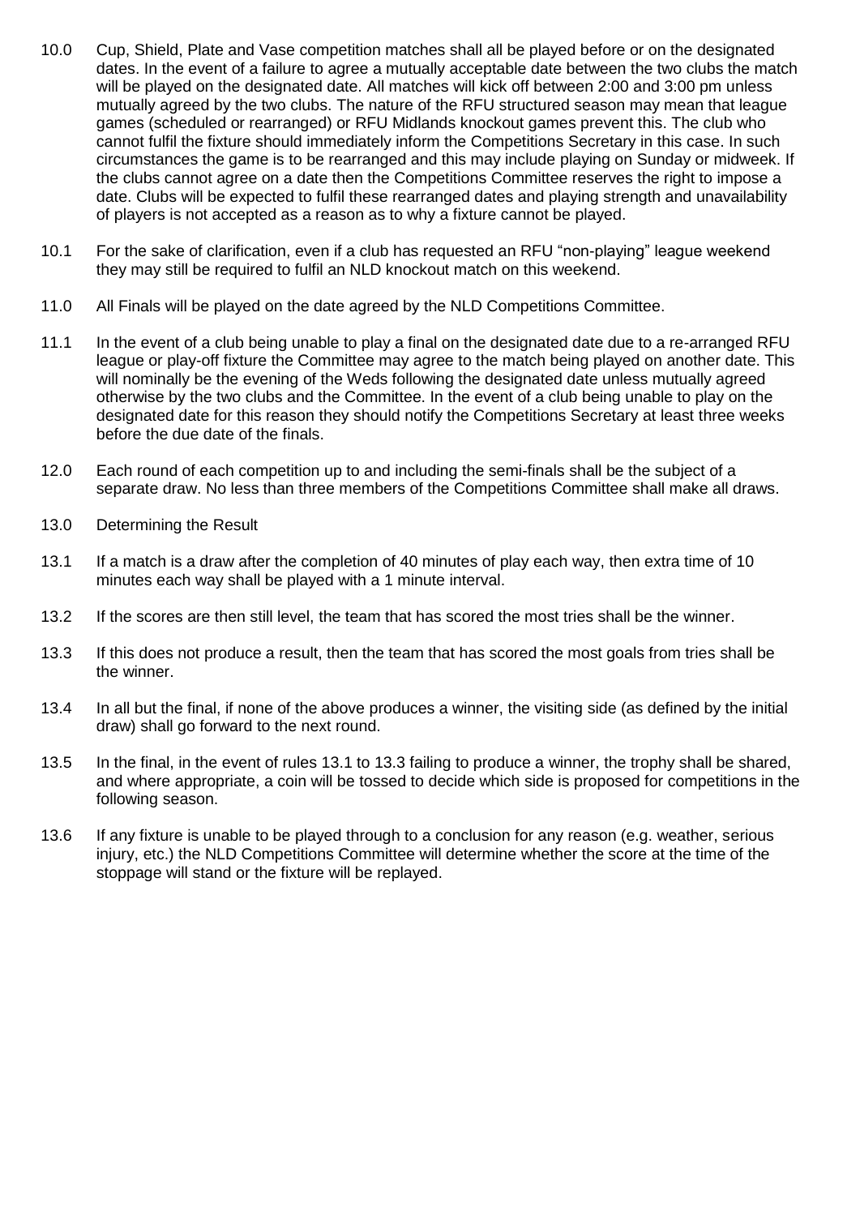10.0 Cup, Shield, Plate and Vase competition matches shall all be played before or on the designated dates. In the event of a failure to agree a mutually acceptable date between the two clubs the match will be played on the designated date. All matches will kick off between 2:00 and 3:00 pm unless mutually agreed by the two clubs. The nature of the RFU structured season may mean that league games (scheduled or rearranged) or RFU Midlands knockout games prevent this. The club who cannot fulfil the fixture should immediately inform the Competitions Secretary in this case. In such circumstances the game is to be rearranged and this may include playing on Sunday or midweek. If the clubs cannot agree on a date then the Competitions Committee reserves the right to impose a date. Clubs will be expected to fulfil these rearranged dates and playing strength and unavailability of players is not accepted as a reason as to why a fixture cannot be played.

10.1 For the sake of clarification, even if a club has requested an RFU "non-playing" league weekend they may still be required to fulfil an NLD knockout match on this weekend.

11.0 All Finals will be played on the date agreed by the NLD Competitions Committee.

11.1 In the event of a club being unable to play a final on the designated date due to a re-arranged RFU league or play-off fixture the Committee may agree to the match being played on another date. This will nominally be the evening of the Weds following the designated date unless mutually agreed otherwise by the two clubs and the Committee. In the event of a club being unable to play on the designated date for this reason they should notify the Competitions Secretary at least three weeks before the due date of the finals.

12.0 Each round of each competition up to and including the semi-finals shall be the subject of a separate draw. No less than three members of the Competitions Committee shall make all draws.

13.0 Determining the Result

13.1 If a match is a draw after the completion of 40 minutes of play each way, then extra time of 10 minutes each way shall be played with a 1 minute interval.

13.2 If the scores are then still level, the team that has scored the most tries shall be the winner.

13.3 If this does not produce a result, then the team that has scored the most goals from tries shall be the winner.

13.4 In all but the final, if none of the above produces a winner, the visiting side (as defined by the initial draw) shall go forward to the next round.

13.5 In the final, in the event of rules 13.1 to 13.3 failing to produce a winner, the trophy shall be shared, and where appropriate, a coin will be tossed to decide which side is proposed for competitions in the following season.

13.6 If any fixture is unable to be played through to a conclusion for any reason (e.g. weather, serious injury, etc.) the NLD Competitions Committee will determine whether the score at the time of the stoppage will stand or the fixture will be replayed.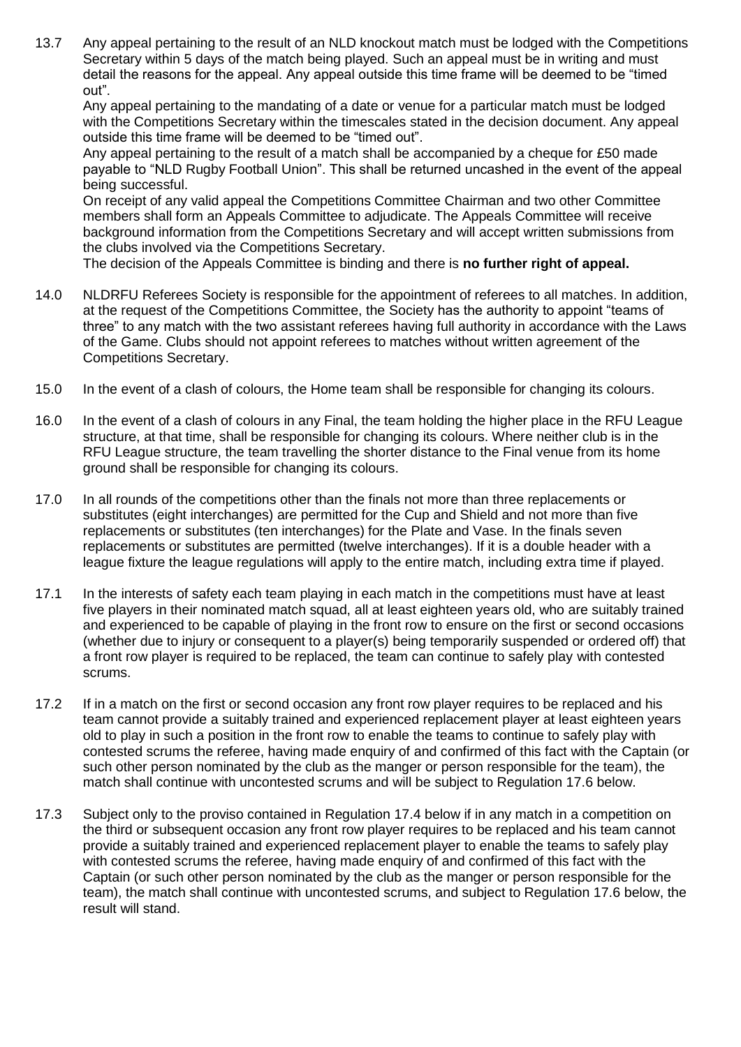13.7 Any appeal pertaining to the result of an NLD knockout match must be lodged with the Competitions Secretary within 5 days of the match being played. Such an appeal must be in writing and must detail the reasons for the appeal. Any appeal outside this time frame will be deemed to be "timed out".

Any appeal pertaining to the mandating of a date or venue for a particular match must be lodged with the Competitions Secretary within the timescales stated in the decision document. Any appeal outside this time frame will be deemed to be "timed out".

Any appeal pertaining to the result of a match shall be accompanied by a cheque for £50 made payable to "NLD Rugby Football Union". This shall be returned uncashed in the event of the appeal being successful.

On receipt of any valid appeal the Competitions Committee Chairman and two other Committee members shall form an Appeals Committee to adjudicate. The Appeals Committee will receive background information from the Competitions Secretary and will accept written submissions from the clubs involved via the Competitions Secretary.

The decision of the Appeals Committee is binding and there is **no further right of appeal.**

14.0 NLDRFU Referees Society is responsible for the appointment of referees to all matches. In addition, at the request of the Competitions Committee, the Society has the authority to appoint "teams of three" to any match with the two assistant referees having full authority in accordance with the Laws of the Game. Clubs should not appoint referees to matches without written agreement of the Competitions Secretary.

15.0 In the event of a clash of colours, the Home team shall be responsible for changing its colours.

16.0 In the event of a clash of colours in any Final, the team holding the higher place in the RFU League structure, at that time, shall be responsible for changing its colours. Where neither club is in the RFU League structure, the team travelling the shorter distance to the Final venue from its home ground shall be responsible for changing its colours.

17.0 In all rounds of the competitions other than the finals not more than three replacements or substitutes (eight interchanges) are permitted for the Cup and Shield and not more than five replacements or substitutes (ten interchanges) for the Plate and Vase. In the finals seven replacements or substitutes are permitted (twelve interchanges). If it is a double header with a league fixture the league regulations will apply to the entire match, including extra time if played.

17.1 In the interests of safety each team playing in each match in the competitions must have at least five players in their nominated match squad, all at least eighteen years old, who are suitably trained and experienced to be capable of playing in the front row to ensure on the first or second occasions (whether due to injury or consequent to a player(s) being temporarily suspended or ordered off) that a front row player is required to be replaced, the team can continue to safely play with contested scrums.

17.2 If in a match on the first or second occasion any front row player requires to be replaced and his team cannot provide a suitably trained and experienced replacement player at least eighteen years old to play in such a position in the front row to enable the teams to continue to safely play with contested scrums the referee, having made enquiry of and confirmed of this fact with the Captain (or such other person nominated by the club as the manger or person responsible for the team), the match shall continue with uncontested scrums and will be subject to Regulation 17.6 below.

17.3 Subject only to the proviso contained in Regulation 17.4 below if in any match in a competition on the third or subsequent occasion any front row player requires to be replaced and his team cannot provide a suitably trained and experienced replacement player to enable the teams to safely play with contested scrums the referee, having made enquiry of and confirmed of this fact with the Captain (or such other person nominated by the club as the manger or person responsible for the team), the match shall continue with uncontested scrums, and subject to Regulation 17.6 below, the result will stand.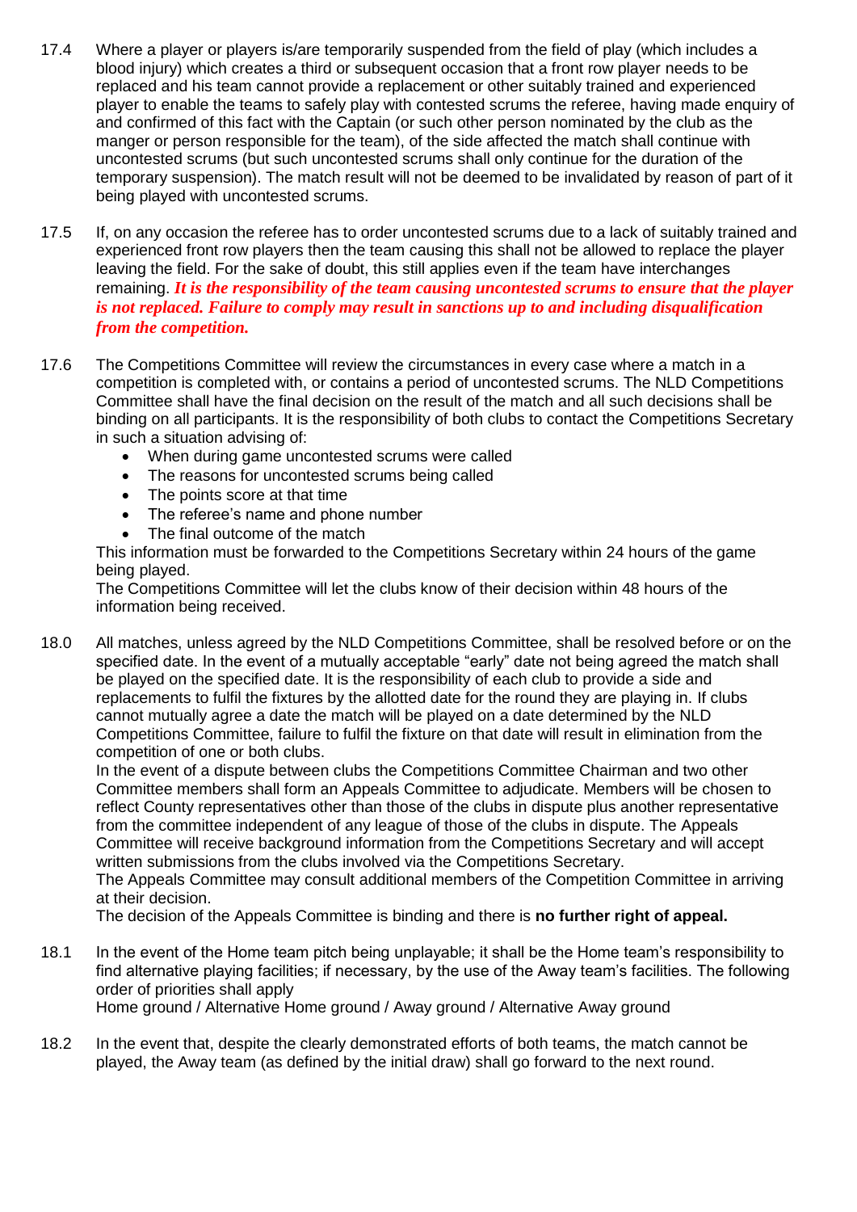17.4 Where a player or players is/are temporarily suspended from the field of play (which includes a blood injury) which creates a third or subsequent occasion that a front row player needs to be replaced and his team cannot provide a replacement or other suitably trained and experienced player to enable the teams to safely play with contested scrums the referee, having made enquiry of and confirmed of this fact with the Captain (or such other person nominated by the club as the manger or person responsible for the team), of the side affected the match shall continue with uncontested scrums (but such uncontested scrums shall only continue for the duration of the temporary suspension). The match result will not be deemed to be invalidated by reason of part of it being played with uncontested scrums.

17.5 If, on any occasion the referee has to order uncontested scrums due to a lack of suitably trained and experienced front row players then the team causing this shall not be allowed to replace the player leaving the field. For the sake of doubt, this still applies even if the team have interchanges remaining. ***It is the responsibility of the team causing uncontested scrums to ensure that the player is not replaced. Failure to comply may result in sanctions up to and including disqualification from the competition.***

17.6 The Competitions Committee will review the circumstances in every case where a match in a competition is completed with, or contains a period of uncontested scrums. The NLD Competitions Committee shall have the final decision on the result of the match and all such decisions shall be binding on all participants. It is the responsibility of both clubs to contact the Competitions Secretary in such a situation advising of:

- When during game uncontested scrums were called
- The reasons for uncontested scrums being called
- The points score at that time
- The referee's name and phone number
- The final outcome of the match

This information must be forwarded to the Competitions Secretary within 24 hours of the game being played.
The Competitions Committee will let the clubs know of their decision within 48 hours of the information being received.

18.0 All matches, unless agreed by the NLD Competitions Committee, shall be resolved before or on the specified date. In the event of a mutually acceptable "early" date not being agreed the match shall be played on the specified date. It is the responsibility of each club to provide a side and replacements to fulfil the fixtures by the allotted date for the round they are playing in. If clubs cannot mutually agree a date the match will be played on a date determined by the NLD Competitions Committee, failure to fulfil the fixture on that date will result in elimination from the competition of one or both clubs.
In the event of a dispute between clubs the Competitions Committee Chairman and two other Committee members shall form an Appeals Committee to adjudicate. Members will be chosen to reflect County representatives other than those of the clubs in dispute plus another representative from the committee independent of any league of those of the clubs in dispute. The Appeals Committee will receive background information from the Competitions Secretary and will accept written submissions from the clubs involved via the Competitions Secretary.
The Appeals Committee may consult additional members of the Competition Committee in arriving at their decision.
The decision of the Appeals Committee is binding and there is **no further right of appeal.**

18.1 In the event of the Home team pitch being unplayable; it shall be the Home team's responsibility to find alternative playing facilities; if necessary, by the use of the Away team's facilities. The following order of priorities shall apply
Home ground / Alternative Home ground / Away ground / Alternative Away ground

18.2 In the event that, despite the clearly demonstrated efforts of both teams, the match cannot be played, the Away team (as defined by the initial draw) shall go forward to the next round.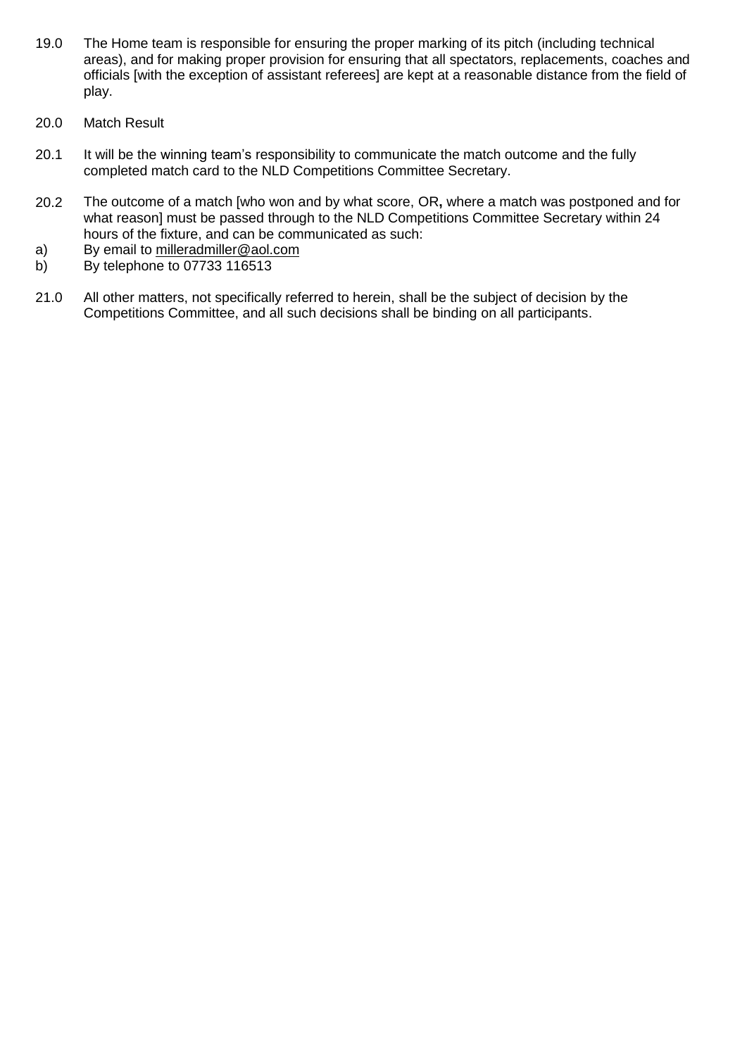19.0 The Home team is responsible for ensuring the proper marking of its pitch (including technical areas), and for making proper provision for ensuring that all spectators, replacements, coaches and officials [with the exception of assistant referees] are kept at a reasonable distance from the field of play.

20.0 Match Result

20.1 It will be the winning team's responsibility to communicate the match outcome and the fully completed match card to the NLD Competitions Committee Secretary.

20.2 The outcome of a match [who won and by what score, OR**,** where a match was postponed and for what reason] must be passed through to the NLD Competitions Committee Secretary within 24 hours of the fixture, and can be communicated as such:

a) By email to milleradmiller@aol.com

b) By telephone to 07733 116513

21.0 All other matters, not specifically referred to herein, shall be the subject of decision by the Competitions Committee, and all such decisions shall be binding on all participants.